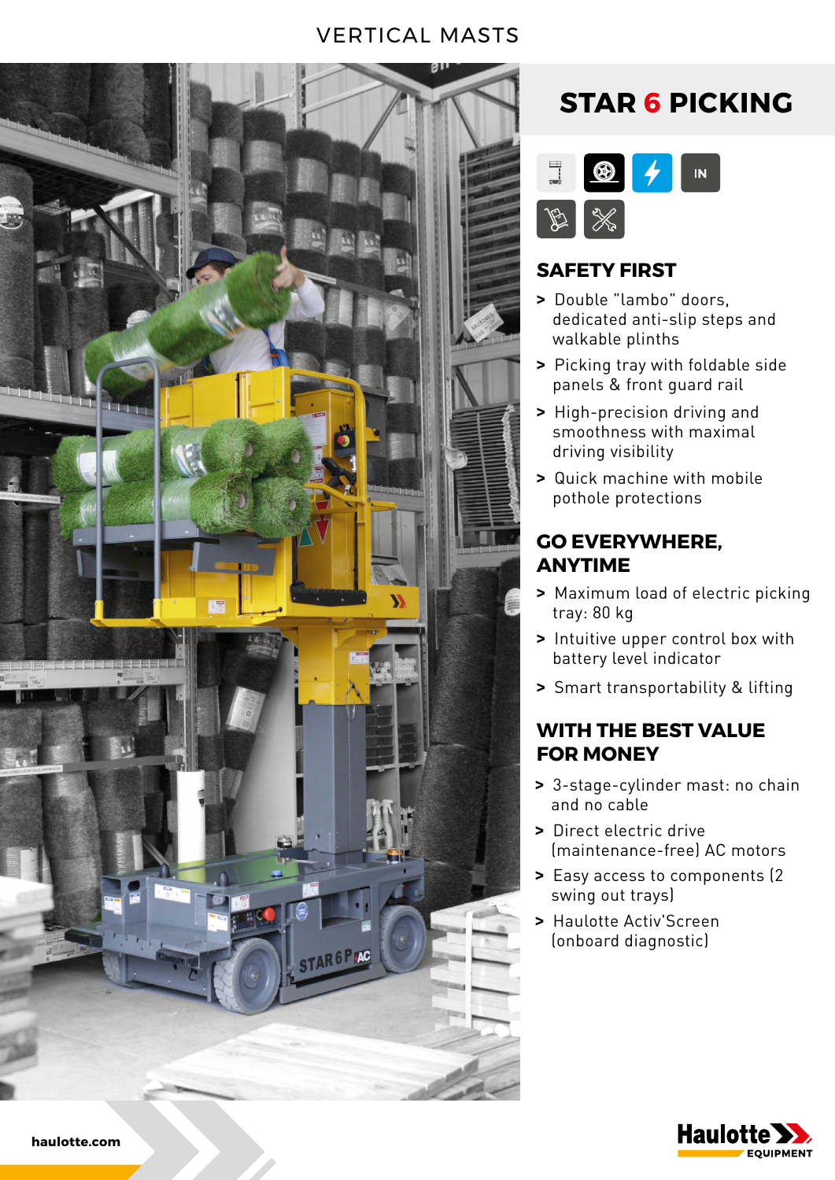VERTICAL MASTS

# STAR 6 PICKING

## SAFETY FIRST

> Double "lambo" doors, dedicated anti-slip steps and walkable plinths

> Picking tray with foldable side panels & front guard rail

> High-precision driving and smoothness with maximal driving visibility

> Quick machine with mobile pothole protections

## GO EVERYWHERE, ANYTIME

> Maximum load of electric picking tray: 80 kg

> Intuitive upper control box with battery level indicator

> Smart transportability & lifting

## WITH THE BEST VALUE FOR MONEY

> 3-stage-cylinder mast: no chain and no cable

> Direct electric drive (maintenance-free) AC motors

> Easy access to components (2 swing out trays)

> Haulotte Activ'Screen (onboard diagnostic)

haulotte.com

Haulotte EQUIPMENT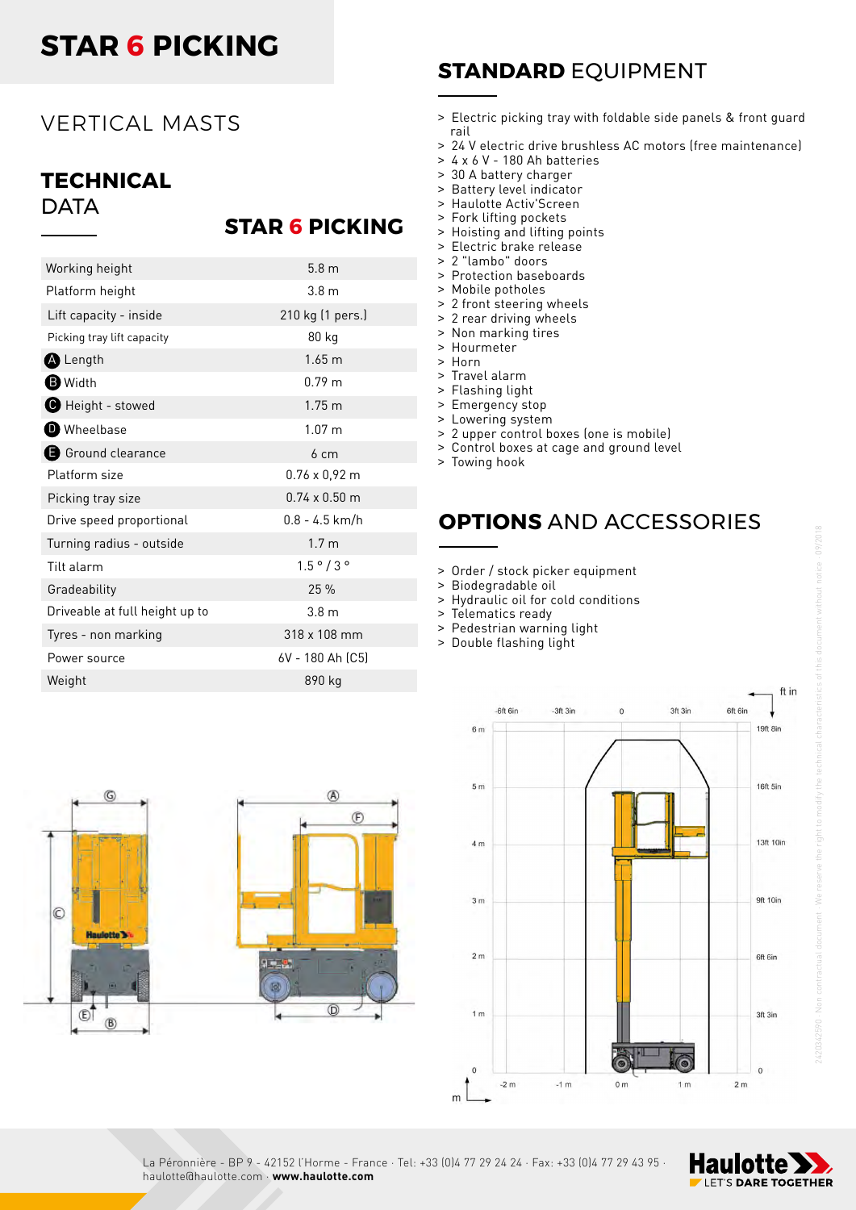# STAR 6 PICKING

## VERTICAL MASTS

## TECHNICAL DATA

| | STAR 6 PICKING |
|---|---|
| Working height | 5.8 m |
| Platform height | 3.8 m |
| Lift capacity - inside | 210 kg (1 pers.) |
| Picking tray lift capacity | 80 kg |
| A Length | 1.65 m |
| B Width | 0.79 m |
| C Height - stowed | 1.75 m |
| D Wheelbase | 1.07 m |
| E Ground clearance | 6 cm |
| Platform size | 0.76 x 0,92 m |
| Picking tray size | 0.74 x 0.50 m |
| Drive speed proportional | 0.8 - 4.5 km/h |
| Turning radius - outside | 1.7 m |
| Tilt alarm | 1.5 ° / 3 ° |
| Gradeability | 25 % |
| Driveable at full height up to | 3.8 m |
| Tyres - non marking | 318 x 108 mm |
| Power source | 6V - 180 Ah (C5) |
| Weight | 890 kg |

## STANDARD EQUIPMENT

- Electric picking tray with foldable side panels & front guard rail
- 24 V electric drive brushless AC motors (free maintenance)
- 4 x 6 V - 180 Ah batteries
- 30 A battery charger
- Battery level indicator
- Haulotte Activ'Screen
- Fork lifting pockets
- Hoisting and lifting points
- Electric brake release
- 2 "lambo" doors
- Protection baseboards
- Mobile potholes
- 2 front steering wheels
- 2 rear driving wheels
- Non marking tires
- Hourmeter
- Horn
- Travel alarm
- Flashing light
- Emergency stop
- Lowering system
- 2 upper control boxes (one is mobile)
- Control boxes at cage and ground level
- Towing hook

## OPTIONS AND ACCESSORIES

- Order / stock picker equipment
- Biodegradable oil
- Hydraulic oil for cold conditions
- Telematics ready
- Pedestrian warning light
- Double flashing light

G
C
E
B
A
F
D

ft in
-6ft 6in
-3ft 3in
0
3ft 3in
6ft 6in
6 m
5 m
4 m
3 m
2 m
1 m
0
19ft 8in
16ft 5in
13ft 10in
9ft 10in
6ft 6in
3ft 3in
0
-2 m
-1 m
0 m
1 m
2 m
m

2420342590 - Non contractual document - We reserve the right to modify the technical characteristics of this document without notice - 09/2018

La Péronnière - BP 9 - 42152 l'Horme - France · Tel: +33 (0)4 77 29 24 24 · Fax: +33 (0)4 77 29 43 95 · haulotte@haulotte.com · **www.haulotte.com**

Haulotte LET'S DARE TOGETHER